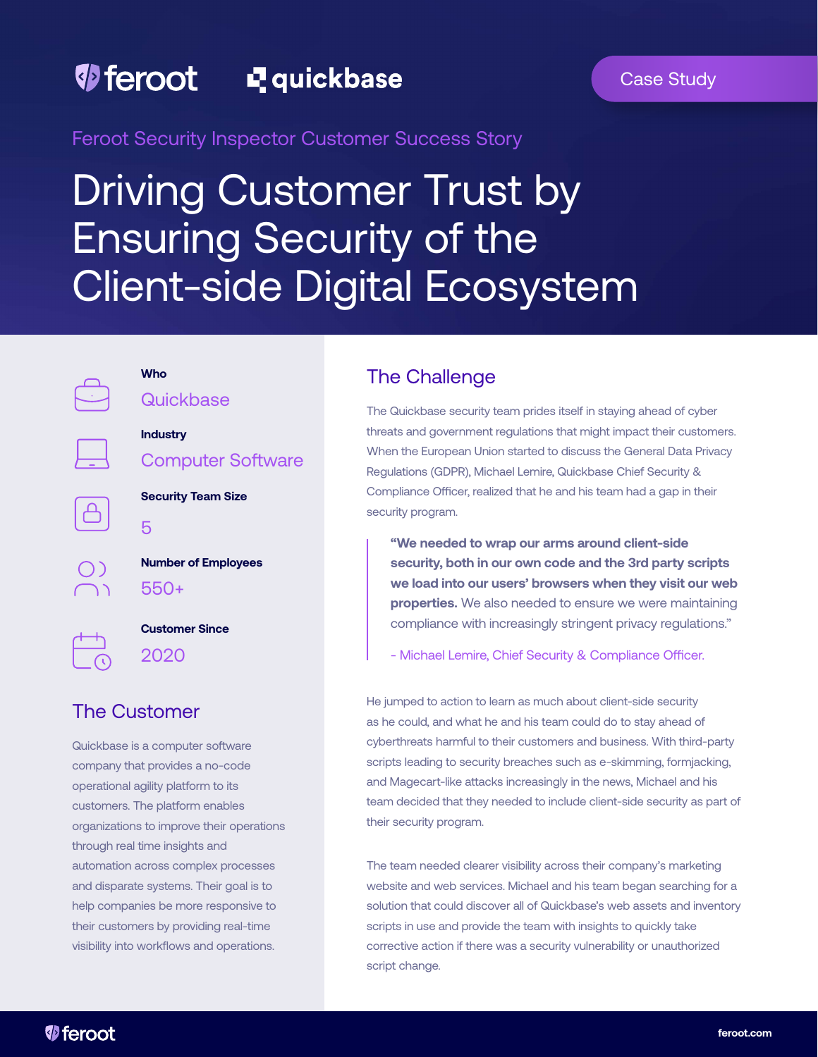feroot quickbase

Case Study

Feroot Security Inspector Customer Success Story

# Driving Customer Trust by Ensuring Security of the Client-side Digital Ecosystem

**Who**
Quickbase

**Industry**
Computer Software

**Security Team Size**
5

**Number of Employees**
550+

**Customer Since**
2020

## The Customer

Quickbase is a computer software company that provides a no-code operational agility platform to its customers. The platform enables organizations to improve their operations through real time insights and automation across complex processes and disparate systems. Their goal is to help companies be more responsive to their customers by providing real-time visibility into workflows and operations.

## The Challenge

The Quickbase security team prides itself in staying ahead of cyber threats and government regulations that might impact their customers. When the European Union started to discuss the General Data Privacy Regulations (GDPR), Michael Lemire, Quickbase Chief Security & Compliance Officer, realized that he and his team had a gap in their security program.

> **"We needed to wrap our arms around client-side security, both in our own code and the 3rd party scripts we load into our users' browsers when they visit our web properties.** We also needed to ensure we were maintaining compliance with increasingly stringent privacy regulations."
>
> - Michael Lemire, Chief Security & Compliance Officer.

He jumped to action to learn as much about client-side security as he could, and what he and his team could do to stay ahead of cyberthreats harmful to their customers and business. With third-party scripts leading to security breaches such as e-skimming, formjacking, and Magecart-like attacks increasingly in the news, Michael and his team decided that they needed to include client-side security as part of their security program.

The team needed clearer visibility across their company's marketing website and web services. Michael and his team began searching for a solution that could discover all of Quickbase's web assets and inventory scripts in use and provide the team with insights to quickly take corrective action if there was a security vulnerability or unauthorized script change.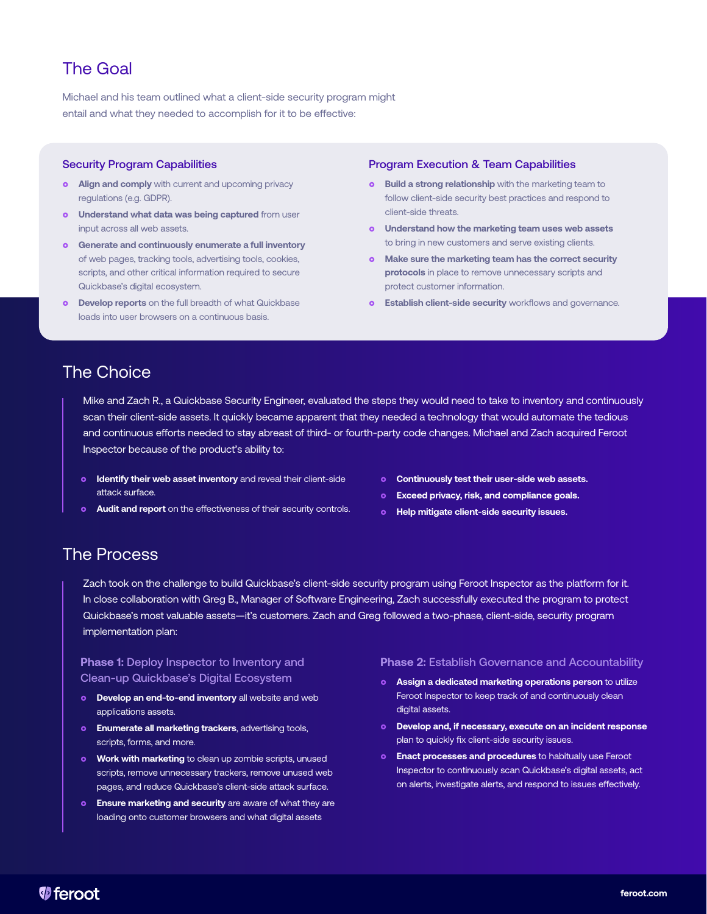## The Goal

Michael and his team outlined what a client-side security program might entail and what they needed to accomplish for it to be effective:

### Security Program Capabilities

- **Align and comply** with current and upcoming privacy regulations (e.g. GDPR).
- **Understand what data was being captured** from user input across all web assets.
- **Generate and continuously enumerate a full inventory** of web pages, tracking tools, advertising tools, cookies, scripts, and other critical information required to secure Quickbase's digital ecosystem.
- **Develop reports** on the full breadth of what Quickbase loads into user browsers on a continuous basis.

### Program Execution & Team Capabilities

- **Build a strong relationship** with the marketing team to follow client-side security best practices and respond to client-side threats.
- **Understand how the marketing team uses web assets** to bring in new customers and serve existing clients.
- **Make sure the marketing team has the correct security protocols** in place to remove unnecessary scripts and protect customer information.
- **Establish client-side security** workflows and governance.

## The Choice

Mike and Zach R., a Quickbase Security Engineer, evaluated the steps they would need to take to inventory and continuously scan their client-side assets. It quickly became apparent that they needed a technology that would automate the tedious and continuous efforts needed to stay abreast of third- or fourth-party code changes. Michael and Zach acquired Feroot Inspector because of the product's ability to:

- **Identify their web asset inventory** and reveal their client-side attack surface.
- **Audit and report** on the effectiveness of their security controls.
- **Continuously test their user-side web assets.**
- **Exceed privacy, risk, and compliance goals.**
- **Help mitigate client-side security issues.**

## The Process

Zach took on the challenge to build Quickbase's client-side security program using Feroot Inspector as the platform for it. In close collaboration with Greg B., Manager of Software Engineering, Zach successfully executed the program to protect Quickbase's most valuable assets—it's customers. Zach and Greg followed a two-phase, client-side, security program implementation plan:

### Phase 1: Deploy Inspector to Inventory and Clean-up Quickbase's Digital Ecosystem

- **Develop an end-to-end inventory** all website and web applications assets.
- **Enumerate all marketing trackers**, advertising tools, scripts, forms, and more.
- **Work with marketing** to clean up zombie scripts, unused scripts, remove unnecessary trackers, remove unused web pages, and reduce Quickbase's client-side attack surface.
- **Ensure marketing and security** are aware of what they are loading onto customer browsers and what digital assets

### Phase 2: Establish Governance and Accountability

- **Assign a dedicated marketing operations person** to utilize Feroot Inspector to keep track of and continuously clean digital assets.
- **Develop and, if necessary, execute on an incident response** plan to quickly fix client-side security issues.
- **Enact processes and procedures** to habitually use Feroot Inspector to continuously scan Quickbase's digital assets, act on alerts, investigate alerts, and respond to issues effectively.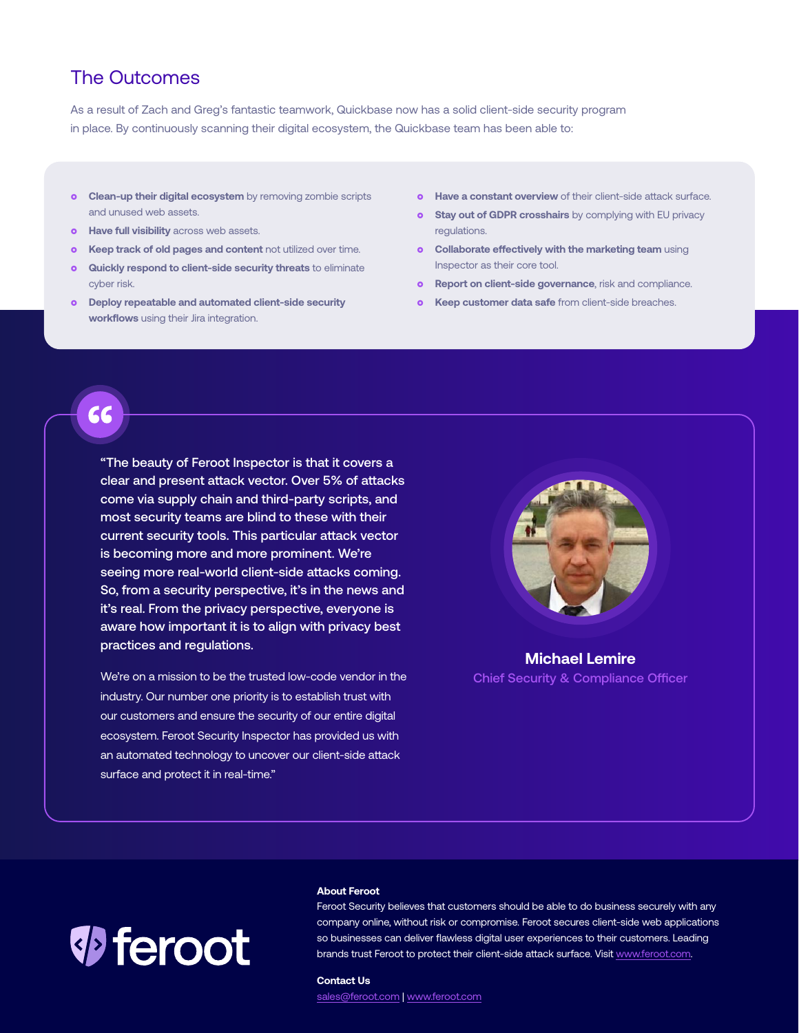## The Outcomes

As a result of Zach and Greg's fantastic teamwork, Quickbase now has a solid client-side security program in place. By continuously scanning their digital ecosystem, the Quickbase team has been able to:

- **Clean-up their digital ecosystem** by removing zombie scripts and unused web assets.
- **Have full visibility** across web assets.
- **Keep track of old pages and content** not utilized over time.
- **Quickly respond to client-side security threats** to eliminate cyber risk.
- **Deploy repeatable and automated client-side security workflows** using their Jira integration.
- **Have a constant overview** of their client-side attack surface.
- **Stay out of GDPR crosshairs** by complying with EU privacy regulations.
- **Collaborate effectively with the marketing team** using Inspector as their core tool.
- **Report on client-side governance**, risk and compliance.
- **Keep customer data safe** from client-side breaches.

"The beauty of Feroot Inspector is that it covers a clear and present attack vector. Over 5% of attacks come via supply chain and third-party scripts, and most security teams are blind to these with their current security tools. This particular attack vector is becoming more and more prominent. We're seeing more real-world client-side attacks coming. So, from a security perspective, it's in the news and it's real. From the privacy perspective, everyone is aware how important it is to align with privacy best practices and regulations.

We're on a mission to be the trusted low-code vendor in the industry. Our number one priority is to establish trust with our customers and ensure the security of our entire digital ecosystem. Feroot Security Inspector has provided us with an automated technology to uncover our client-side attack surface and protect it in real-time."

**Michael Lemire**
Chief Security & Compliance Officer

feroot

**About Feroot**

Feroot Security believes that customers should be able to do business securely with any company online, without risk or compromise. Feroot secures client-side web applications so businesses can deliver flawless digital user experiences to their customers. Leading brands trust Feroot to protect their client-side attack surface. Visit www.feroot.com.

**Contact Us**

sales@feroot.com | www.feroot.com